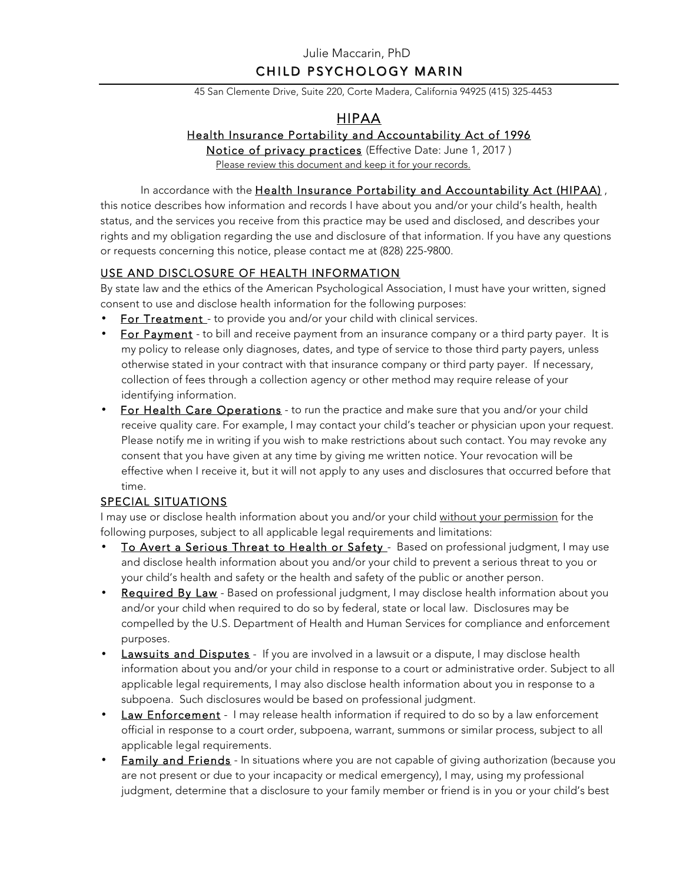Julie Maccarin, PhD

# CHILD PSYCHOLOGY MARIN

45 San Clemente Drive, Suite 220, Corte Madera, California 94925 (415) 325-4453

## HIPAA

### Health Insurance Portability and Accountability Act of 1996

Notice of privacy practices (Effective Date: June 1, 2017 )

Please review this document and keep it for your records.

In accordance with the Health Insurance Portability and Accountability Act (HIPAA) , this notice describes how information and records I have about you and/or your child's health, health status, and the services you receive from this practice may be used and disclosed, and describes your rights and my obligation regarding the use and disclosure of that information. If you have any questions or requests concerning this notice, please contact me at (828) 225-9800.

### USE AND DISCLOSURE OF HEALTH INFORMATION

By state law and the ethics of the American Psychological Association, I must have your written, signed consent to use and disclose health information for the following purposes:

- For Treatment - to provide you and/or your child with clinical services.
- For Payment - to bill and receive payment from an insurance company or a third party payer. It is my policy to release only diagnoses, dates, and type of service to those third party payers, unless otherwise stated in your contract with that insurance company or third party payer. If necessary, collection of fees through a collection agency or other method may require release of your identifying information.
- For Health Care Operations - to run the practice and make sure that you and/or your child receive quality care. For example, I may contact your child's teacher or physician upon your request. Please notify me in writing if you wish to make restrictions about such contact. You may revoke any consent that you have given at any time by giving me written notice. Your revocation will be effective when I receive it, but it will not apply to any uses and disclosures that occurred before that time.

### SPECIAL SITUATIONS

I may use or disclose health information about you and/or your child without your permission for the following purposes, subject to all applicable legal requirements and limitations:

- To Avert a Serious Threat to Health or Safety - Based on professional judgment, I may use and disclose health information about you and/or your child to prevent a serious threat to you or your child's health and safety or the health and safety of the public or another person.
- Required By Law - Based on professional judgment, I may disclose health information about you and/or your child when required to do so by federal, state or local law. Disclosures may be compelled by the U.S. Department of Health and Human Services for compliance and enforcement purposes.
- Lawsuits and Disputes - If you are involved in a lawsuit or a dispute, I may disclose health information about you and/or your child in response to a court or administrative order. Subject to all applicable legal requirements, I may also disclose health information about you in response to a subpoena. Such disclosures would be based on professional judgment.
- Law Enforcement - I may release health information if required to do so by a law enforcement official in response to a court order, subpoena, warrant, summons or similar process, subject to all applicable legal requirements.
- Family and Friends - In situations where you are not capable of giving authorization (because you are not present or due to your incapacity or medical emergency), I may, using my professional judgment, determine that a disclosure to your family member or friend is in you or your child's best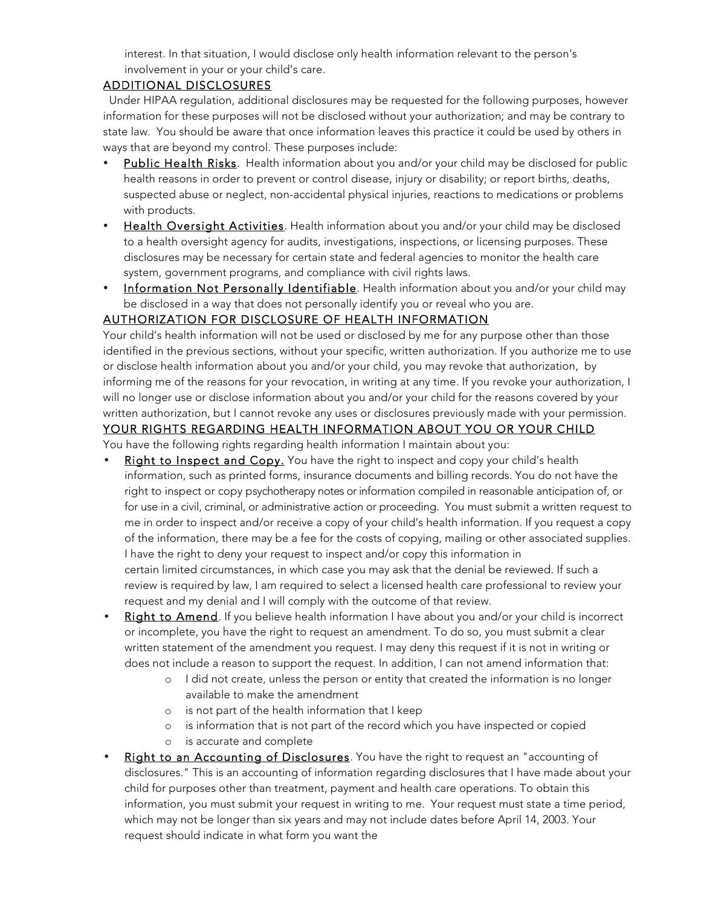interest. In that situation, I would disclose only health information relevant to the person's involvement in your or your child's care.

## ADDITIONAL DISCLOSURES

Under HIPAA regulation, additional disclosures may be requested for the following purposes, however information for these purposes will not be disclosed without your authorization; and may be contrary to state law. You should be aware that once information leaves this practice it could be used by others in ways that are beyond my control. These purposes include:

- Public Health Risks. Health information about you and/or your child may be disclosed for public health reasons in order to prevent or control disease, injury or disability; or report births, deaths, suspected abuse or neglect, non-accidental physical injuries, reactions to medications or problems with products.
- Health Oversight Activities. Health information about you and/or your child may be disclosed to a health oversight agency for audits, investigations, inspections, or licensing purposes. These disclosures may be necessary for certain state and federal agencies to monitor the health care system, government programs, and compliance with civil rights laws.
- Information Not Personally Identifiable. Health information about you and/or your child may be disclosed in a way that does not personally identify you or reveal who you are.

## AUTHORIZATION FOR DISCLOSURE OF HEALTH INFORMATION

Your child's health information will not be used or disclosed by me for any purpose other than those identified in the previous sections, without your specific, written authorization. If you authorize me to use or disclose health information about you and/or your child, you may revoke that authorization, by informing me of the reasons for your revocation, in writing at any time. If you revoke your authorization, I will no longer use or disclose information about you and/or your child for the reasons covered by your written authorization, but I cannot revoke any uses or disclosures previously made with your permission.

## YOUR RIGHTS REGARDING HEALTH INFORMATION ABOUT YOU OR YOUR CHILD

You have the following rights regarding health information I maintain about you:

- Right to Inspect and Copy. You have the right to inspect and copy your child's health information, such as printed forms, insurance documents and billing records. You do not have the right to inspect or copy psychotherapy notes or information compiled in reasonable anticipation of, or for use in a civil, criminal, or administrative action or proceeding. You must submit a written request to me in order to inspect and/or receive a copy of your child's health information. If you request a copy of the information, there may be a fee for the costs of copying, mailing or other associated supplies. I have the right to deny your request to inspect and/or copy this information in certain limited circumstances, in which case you may ask that the denial be reviewed. If such a review is required by law, I am required to select a licensed health care professional to review your request and my denial and I will comply with the outcome of that review.
- Right to Amend. If you believe health information I have about you and/or your child is incorrect or incomplete, you have the right to request an amendment. To do so, you must submit a clear written statement of the amendment you request. I may deny this request if it is not in writing or does not include a reason to support the request. In addition, I can not amend information that:
    - I did not create, unless the person or entity that created the information is no longer available to make the amendment
    - is not part of the health information that I keep
    - is information that is not part of the record which you have inspected or copied
    - is accurate and complete
- Right to an Accounting of Disclosures. You have the right to request an "accounting of disclosures." This is an accounting of information regarding disclosures that I have made about your child for purposes other than treatment, payment and health care operations. To obtain this information, you must submit your request in writing to me. Your request must state a time period, which may not be longer than six years and may not include dates before April 14, 2003. Your request should indicate in what form you want the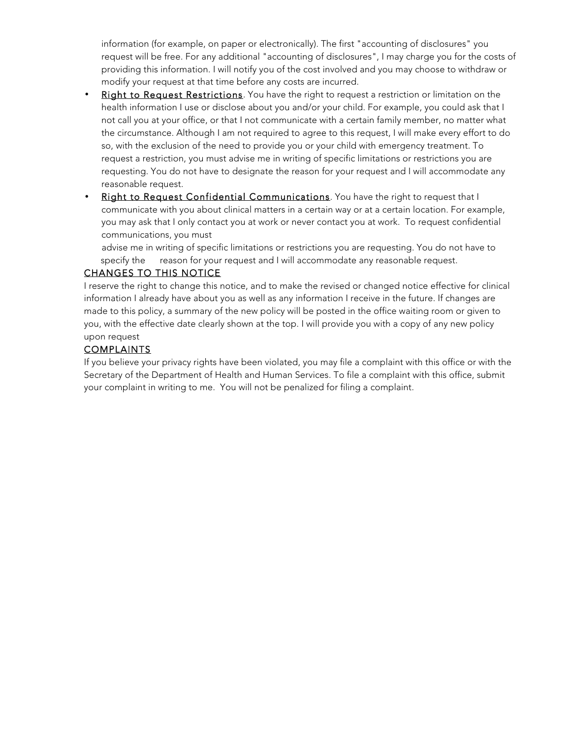information (for example, on paper or electronically). The first "accounting of disclosures" you request will be free. For any additional "accounting of disclosures", I may charge you for the costs of providing this information. I will notify you of the cost involved and you may choose to withdraw or modify your request at that time before any costs are incurred.

- <u>Right to Request Restrictions</u>. You have the right to request a restriction or limitation on the health information I use or disclose about you and/or your child. For example, you could ask that I not call you at your office, or that I not communicate with a certain family member, no matter what the circumstance. Although I am not required to agree to this request, I will make every effort to do so, with the exclusion of the need to provide you or your child with emergency treatment. To request a restriction, you must advise me in writing of specific limitations or restrictions you are requesting. You do not have to designate the reason for your request and I will accommodate any reasonable request.
- <u>Right to Request Confidential Communications</u>. You have the right to request that I communicate with you about clinical matters in a certain way or at a certain location. For example, you may ask that I only contact you at work or never contact you at work. To request confidential communications, you must advise me in writing of specific limitations or restrictions you are requesting. You do not have to specify the reason for your request and I will accommodate any reasonable request.

<u>CHANGES TO THIS NOTICE</u>

I reserve the right to change this notice, and to make the revised or changed notice effective for clinical information I already have about you as well as any information I receive in the future. If changes are made to this policy, a summary of the new policy will be posted in the office waiting room or given to you, with the effective date clearly shown at the top. I will provide you with a copy of any new policy upon request

<u>COMPLAINTS</u>

If you believe your privacy rights have been violated, you may file a complaint with this office or with the Secretary of the Department of Health and Human Services. To file a complaint with this office, submit your complaint in writing to me. You will not be penalized for filing a complaint.